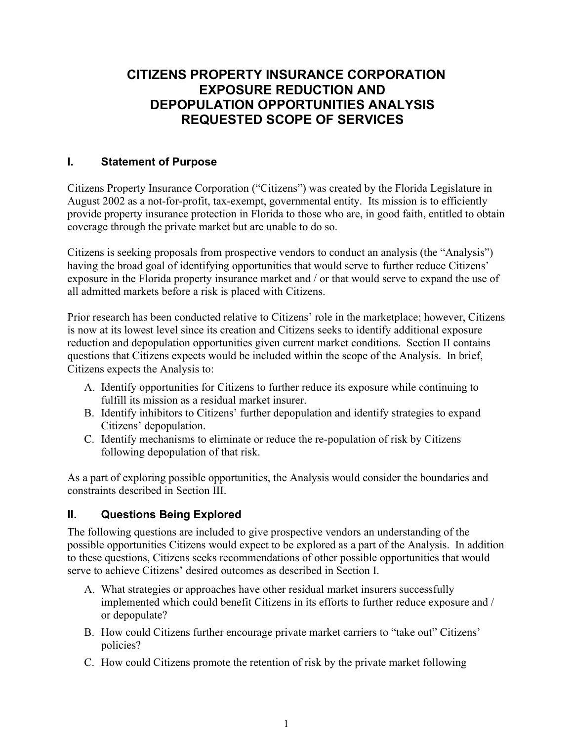# CITIZENS PROPERTY INSURANCE CORPORATION EXPOSURE REDUCTION AND DEPOPULATION OPPORTUNITIES ANALYSIS REQUESTED SCOPE OF SERVICES

## I. Statement of Purpose

Citizens Property Insurance Corporation ("Citizens") was created by the Florida Legislature in August 2002 as a not-for-profit, tax-exempt, governmental entity. Its mission is to efficiently provide property insurance protection in Florida to those who are, in good faith, entitled to obtain coverage through the private market but are unable to do so.

Citizens is seeking proposals from prospective vendors to conduct an analysis (the "Analysis") having the broad goal of identifying opportunities that would serve to further reduce Citizens' exposure in the Florida property insurance market and / or that would serve to expand the use of all admitted markets before a risk is placed with Citizens.

Prior research has been conducted relative to Citizens' role in the marketplace; however, Citizens is now at its lowest level since its creation and Citizens seeks to identify additional exposure reduction and depopulation opportunities given current market conditions. Section II contains questions that Citizens expects would be included within the scope of the Analysis. In brief, Citizens expects the Analysis to:

A. Identify opportunities for Citizens to further reduce its exposure while continuing to fulfill its mission as a residual market insurer.
B. Identify inhibitors to Citizens' further depopulation and identify strategies to expand Citizens' depopulation.
C. Identify mechanisms to eliminate or reduce the re-population of risk by Citizens following depopulation of that risk.

As a part of exploring possible opportunities, the Analysis would consider the boundaries and constraints described in Section III.

## II. Questions Being Explored

The following questions are included to give prospective vendors an understanding of the possible opportunities Citizens would expect to be explored as a part of the Analysis. In addition to these questions, Citizens seeks recommendations of other possible opportunities that would serve to achieve Citizens' desired outcomes as described in Section I.

A. What strategies or approaches have other residual market insurers successfully implemented which could benefit Citizens in its efforts to further reduce exposure and / or depopulate?
B. How could Citizens further encourage private market carriers to "take out" Citizens' policies?
C. How could Citizens promote the retention of risk by the private market following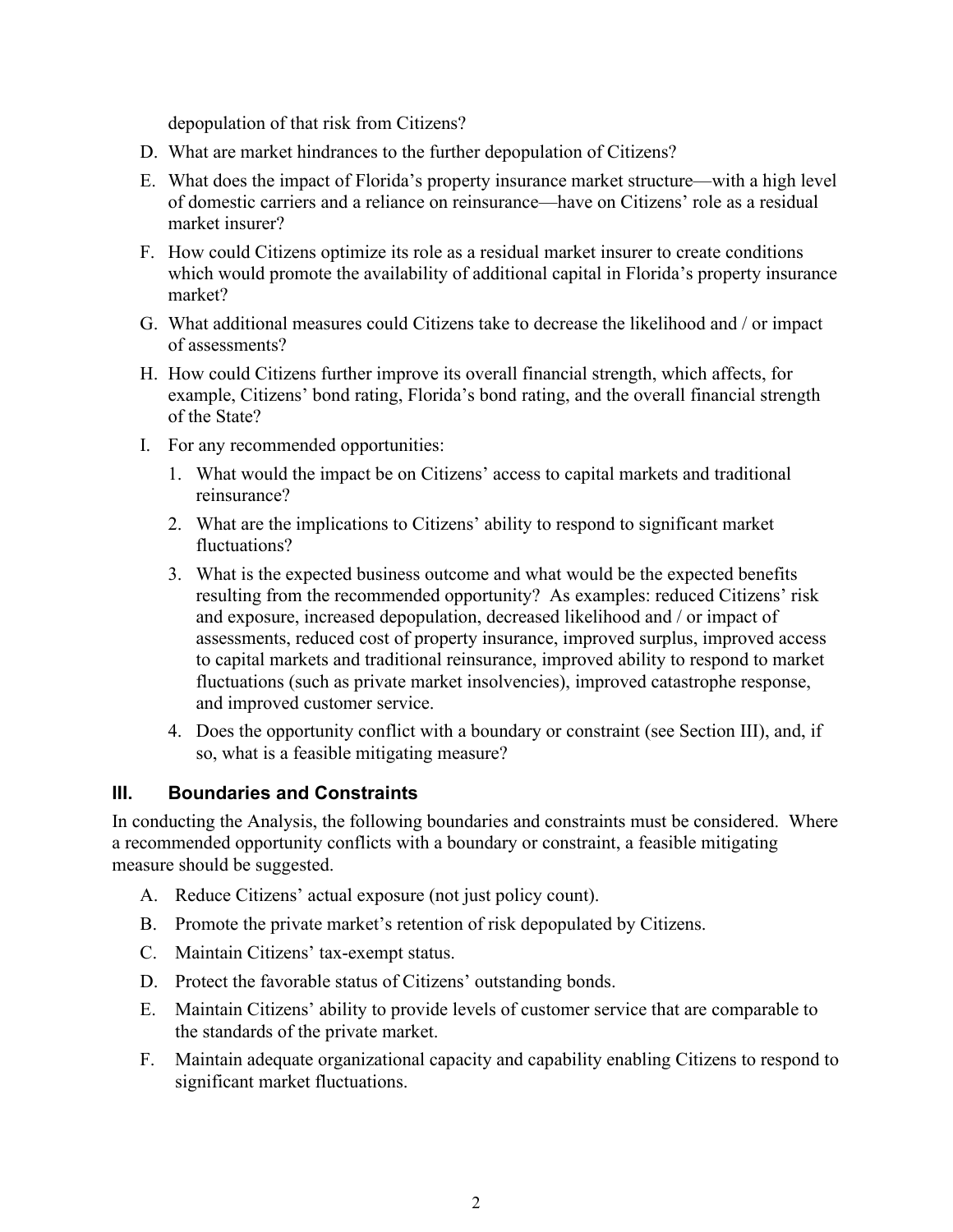depopulation of that risk from Citizens?

D. What are market hindrances to the further depopulation of Citizens?

E. What does the impact of Florida's property insurance market structure—with a high level of domestic carriers and a reliance on reinsurance—have on Citizens' role as a residual market insurer?

F. How could Citizens optimize its role as a residual market insurer to create conditions which would promote the availability of additional capital in Florida's property insurance market?

G. What additional measures could Citizens take to decrease the likelihood and / or impact of assessments?

H. How could Citizens further improve its overall financial strength, which affects, for example, Citizens' bond rating, Florida's bond rating, and the overall financial strength of the State?

I. For any recommended opportunities:

   1. What would the impact be on Citizens' access to capital markets and traditional reinsurance?
   2. What are the implications to Citizens' ability to respond to significant market fluctuations?
   3. What is the expected business outcome and what would be the expected benefits resulting from the recommended opportunity? As examples: reduced Citizens' risk and exposure, increased depopulation, decreased likelihood and / or impact of assessments, reduced cost of property insurance, improved surplus, improved access to capital markets and traditional reinsurance, improved ability to respond to market fluctuations (such as private market insolvencies), improved catastrophe response, and improved customer service.
   4. Does the opportunity conflict with a boundary or constraint (see Section III), and, if so, what is a feasible mitigating measure?

## III. Boundaries and Constraints

In conducting the Analysis, the following boundaries and constraints must be considered. Where a recommended opportunity conflicts with a boundary or constraint, a feasible mitigating measure should be suggested.

A. Reduce Citizens' actual exposure (not just policy count).

B. Promote the private market's retention of risk depopulated by Citizens.

C. Maintain Citizens' tax-exempt status.

D. Protect the favorable status of Citizens' outstanding bonds.

E. Maintain Citizens' ability to provide levels of customer service that are comparable to the standards of the private market.

F. Maintain adequate organizational capacity and capability enabling Citizens to respond to significant market fluctuations.